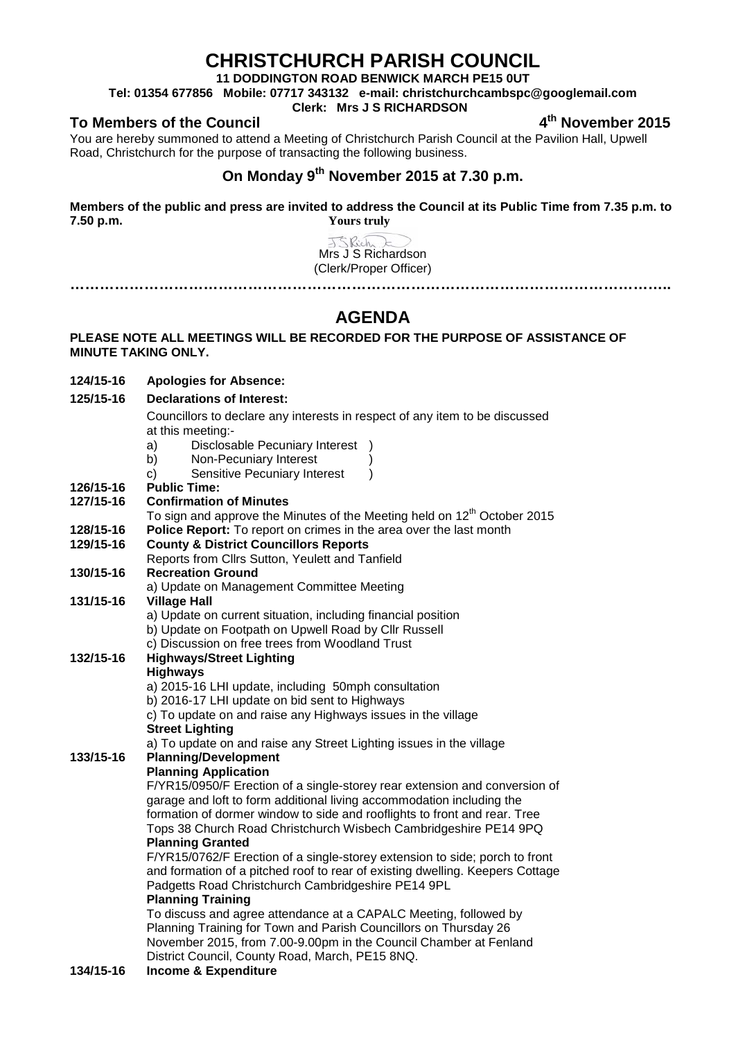# CHRISTCHURCH PARISH COUNCIL

**11 DODDINGTON ROAD BENWICK MARCH PE15 0UT**

**Tel: 01354 677856 Mobile: 07717 343132 e-mail: christchurchcambspc@googlemail.com**

**Clerk: Mrs J S RICHARDSON**

**To Members of the Council** **4th November 2015**

You are hereby summoned to attend a Meeting of Christchurch Parish Council at the Pavilion Hall, Upwell Road, Christchurch for the purpose of transacting the following business.

## On Monday 9th November 2015 at 7.30 p.m.

**Members of the public and press are invited to address the Council at its Public Time from 7.35 p.m. to 7.50 p.m.**

**Yours truly**

Mrs J S Richardson
(Clerk/Proper Officer)

…………………………………………………………………………………………………………..

## AGENDA

**PLEASE NOTE ALL MEETINGS WILL BE RECORDED FOR THE PURPOSE OF ASSISTANCE OF MINUTE TAKING ONLY.**

**124/15-16 Apologies for Absence:**

**125/15-16 Declarations of Interest:**

Councillors to declare any interests in respect of any item to be discussed at this meeting:-

a) Disclosable Pecuniary Interest )
b) Non-Pecuniary Interest )
c) Sensitive Pecuniary Interest )

**126/15-16 Public Time:**

**127/15-16 Confirmation of Minutes**

To sign and approve the Minutes of the Meeting held on 12th October 2015

**128/15-16 Police Report:** To report on crimes in the area over the last month

**129/15-16 County & District Councillors Reports**

Reports from Cllrs Sutton, Yeulett and Tanfield

**130/15-16 Recreation Ground**

a) Update on Management Committee Meeting

**131/15-16 Village Hall**

a) Update on current situation, including financial position
b) Update on Footpath on Upwell Road by Cllr Russell
c) Discussion on free trees from Woodland Trust

**132/15-16 Highways/Street Lighting**

**Highways**

a) 2015-16 LHI update, including 50mph consultation
b) 2016-17 LHI update on bid sent to Highways
c) To update on and raise any Highways issues in the village

**Street Lighting**

a) To update on and raise any Street Lighting issues in the village

**133/15-16 Planning/Development**

**Planning Application**

F/YR15/0950/F Erection of a single-storey rear extension and conversion of garage and loft to form additional living accommodation including the formation of dormer window to side and rooflights to front and rear. Tree Tops 38 Church Road Christchurch Wisbech Cambridgeshire PE14 9PQ

**Planning Granted**

F/YR15/0762/F Erection of a single-storey extension to side; porch to front and formation of a pitched roof to rear of existing dwelling. Keepers Cottage Padgetts Road Christchurch Cambridgeshire PE14 9PL

**Planning Training**

To discuss and agree attendance at a CAPALC Meeting, followed by Planning Training for Town and Parish Councillors on Thursday 26 November 2015, from 7.00-9.00pm in the Council Chamber at Fenland District Council, County Road, March, PE15 8NQ.

**134/15-16 Income & Expenditure**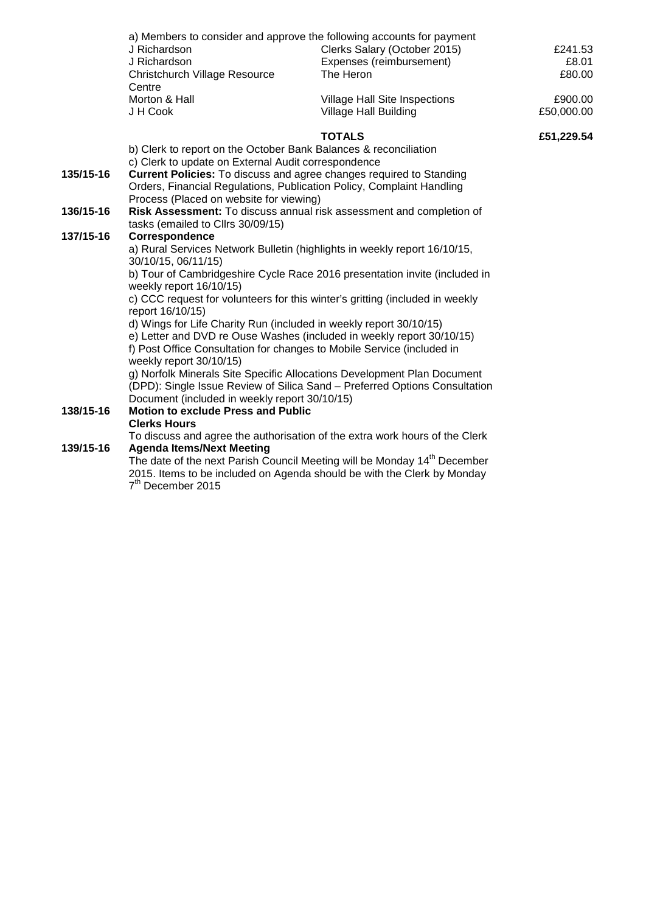a) Members to consider and approve the following accounts for payment

| | | |
|---|---|---|
| J Richardson | Clerks Salary (October 2015) | £241.53 |
| J Richardson | Expenses (reimbursement) | £8.01 |
| Christchurch Village Resource Centre | The Heron | £80.00 |
| Morton & Hall | Village Hall Site Inspections | £900.00 |
| J H Cook | Village Hall Building | £50,000.00 |
| | **TOTALS** | **£51,229.54** |

b) Clerk to report on the October Bank Balances & reconciliation

c) Clerk to update on External Audit correspondence

**135/15-16** **Current Policies:** To discuss and agree changes required to Standing Orders, Financial Regulations, Publication Policy, Complaint Handling Process (Placed on website for viewing)

**136/15-16** **Risk Assessment:** To discuss annual risk assessment and completion of tasks (emailed to Cllrs 30/09/15)

**137/15-16** **Correspondence**

a) Rural Services Network Bulletin (highlights in weekly report 16/10/15, 30/10/15, 06/11/15)

b) Tour of Cambridgeshire Cycle Race 2016 presentation invite (included in weekly report 16/10/15)

c) CCC request for volunteers for this winter's gritting (included in weekly report 16/10/15)

d) Wings for Life Charity Run (included in weekly report 30/10/15)

e) Letter and DVD re Ouse Washes (included in weekly report 30/10/15)

f) Post Office Consultation for changes to Mobile Service (included in weekly report 30/10/15)

g) Norfolk Minerals Site Specific Allocations Development Plan Document (DPD): Single Issue Review of Silica Sand – Preferred Options Consultation Document (included in weekly report 30/10/15)

**138/15-16** **Motion to exclude Press and Public**

**Clerks Hours**

To discuss and agree the authorisation of the extra work hours of the Clerk

**139/15-16** **Agenda Items/Next Meeting**

The date of the next Parish Council Meeting will be Monday 14th December 2015. Items to be included on Agenda should be with the Clerk by Monday 7th December 2015